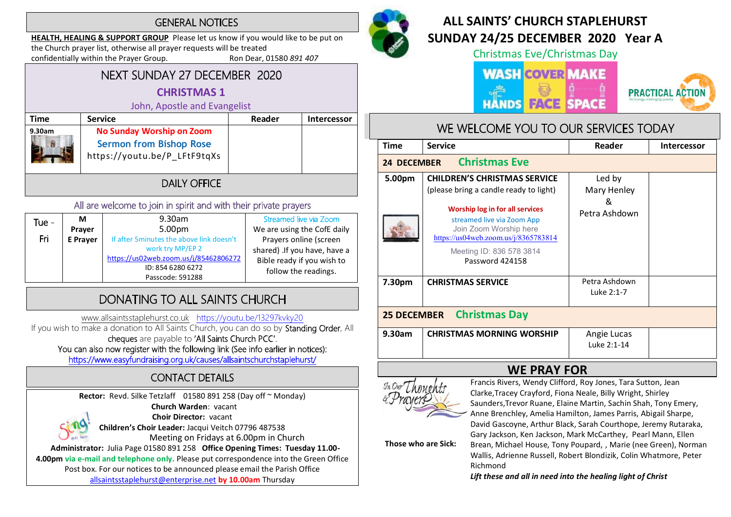## GENERAL NOTICES

**HEALTH, HEALING & SUPPORT GROUP** Please let us know if you would like to be put on the Church prayer list, otherwise all prayer requests will be treated confidentially within the Prayer Group. Ron Dear, 01580 *891 407*

## NEXT SUNDAY 27 DECEMBER 2020

### CHRISTMAS 1

John, Apostle and Evangelist

| Time | Service | Reader | Intercessor |
|---|---|---|---|
| 9.30am | No Sunday Worship on Zoom<br>Sermon from Bishop Rose<br>https://youtu.be/P_LFtF9tqXs | | |

## DAILY OFFICE

All are welcome to join in spirit and with their private prayers

| | | | |
|---|---|---|---|
| Tue - Fri | M Prayer<br>E Prayer | 9.30am<br>5.00pm<br>If after 5minutes the above link doesn't work try MP/EP 2<br>https://us02web.zoom.us/j/85462806272<br>ID: 854 6280 6272<br>Passcode: 591288 | Streamed live via Zoom<br>We are using the CofE daily Prayers online (screen shared) .If you have, have a Bible ready if you wish to follow the readings. |

## DONATING TO ALL SAINTS CHURCH

www.allsaintsstaplehurst.co.uk https://youtu.be/13297kvky20

If you wish to make a donation to All Saints Church, you can do so by Standing Order, All cheques are payable to 'All Saints Church PCC'.

You can also now register with the following link (See info earlier in notices):

https://www.easyfundraising.org.uk/causes/allsaintschurchstaplehurst/

## CONTACT DETAILS

**Rector:** Revd. Silke Tetzlaff 01580 891 258 (Day off ~ Monday)

**Church Warden**: vacant

**Choir Director:** vacant

**Children's Choir Leader:** Jacqui Veitch 07796 487538

Meeting on Fridays at 6.00pm in Church

**Administrator:** Julia Page 01580 891 258 **Office Opening Times: Tuesday 11.00-4.00pm via e-mail and telephone only.** Please put correspondence into the Green Office Post box. For our notices to be announced please email the Parish Office allsaintsstaplehurst@enterprise.net **by 10.00am** Thursday

# ALL SAINTS' CHURCH STAPLEHURST

# SUNDAY 24/25 DECEMBER 2020 Year A

Christmas Eve/Christmas Day

WASH HANDS COVER FACE MAKE SPACE

PRACTICAL ACTION

## WE WELCOME YOU TO OUR SERVICES TODAY

| Time | Service | Reader | Intercessor |
|---|---|---|---|
| **24 DECEMBER** | **Christmas Eve** | | |
| 5.00pm | **CHILDREN'S CHRISTMAS SERVICE**<br>(please bring a candle ready to light)<br>**Worship log in for all services**<br>streamed live via Zoom App<br>Join Zoom Worship here<br>https://us04web.zoom.us/j/8365783814<br>Meeting ID: 836 578 3814<br>Password 424158 | Led by Mary Henley & Petra Ashdown | |
| 7.30pm | **CHRISTMAS SERVICE** | Petra Ashdown<br>Luke 2:1-7 | |
| **25 DECEMBER** | **Christmas Day** | | |
| 9.30am | **CHRISTMAS MORNING WORSHIP** | Angie Lucas<br>Luke 2:1-14 | |

## WE PRAY FOR

In Our Thoughts & Prayers

**Those who are Sick:** Francis Rivers, Wendy Clifford, Roy Jones, Tara Sutton, Jean Clarke,Tracey Crayford, Fiona Neale, Billy Wright, Shirley Saunders,Trevor Ruane, Elaine Martin, Sachin Shah, Tony Emery, Anne Brenchley, Amelia Hamilton, James Parris, Abigail Sharpe, David Gascoyne, Arthur Black, Sarah Courthope, Jeremy Rutaraka, Gary Jackson, Ken Jackson, Mark McCarthey, Pearl Mann, Ellen Brean, Michael House, Tony Poupard, , Marie (nee Green), Norman Wallis, Adrienne Russell, Robert Blondizik, Colin Whatmore, Peter Richmond

***Lift these and all in need into the healing light of Christ***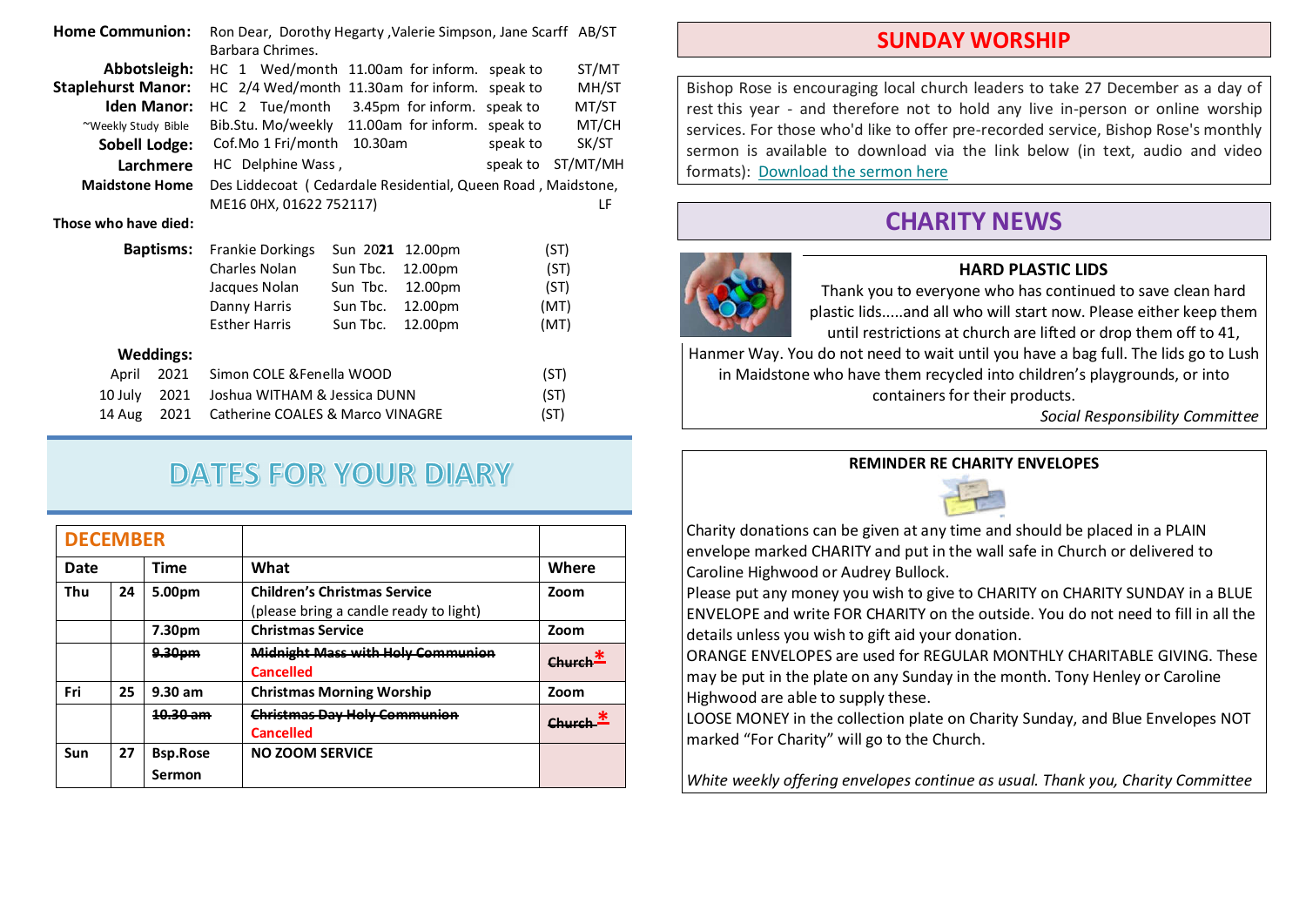**Home Communion:** Ron Dear, Dorothy Hegarty ,Valerie Simpson, Jane Scarff AB/ST Barbara Chrimes.

| | | | | |
|---|---|---|---|---|
| **Abbotsleigh:** | HC 1 Wed/month | 11.00am for inform. | speak to | ST/MT |
| **Staplehurst Manor:** | HC 2/4 Wed/month | 11.30am for inform. | speak to | MH/ST |
| **Iden Manor:** | HC 2 Tue/month | 3.45pm for inform. | speak to | MT/ST |
| ~Weekly Study Bible | Bib.Stu. Mo/weekly | 11.00am for inform. | speak to | MT/CH |
| **Sobell Lodge:** | Cof.Mo 1 Fri/month | 10.30am | speak to | SK/ST |
| **Larchmere** | HC Delphine Wass , | | speak to | ST/MT/MH |

**Maidstone Home** Des Liddecoat ( Cedardale Residential, Queen Road , Maidstone, ME16 0HX, 01622 752117) LF

**Those who have died:**

**Baptisms:**

| | | | |
|---|---|---|---|
| Frankie Dorkings | Sun 20**21** | 12.00pm | (ST) |
| Charles Nolan | Sun Tbc. | 12.00pm | (ST) |
| Jacques Nolan | Sun Tbc. | 12.00pm | (ST) |
| Danny Harris | Sun Tbc. | 12.00pm | (MT) |
| Esther Harris | Sun Tbc. | 12.00pm | (MT) |

**Weddings:**

| | | | |
|---|---|---|---|
| April | 2021 | Simon COLE &Fenella WOOD | (ST) |
| 10 July | 2021 | Joshua WITHAM & Jessica DUNN | (ST) |
| 14 Aug | 2021 | Catherine COALES & Marco VINAGRE | (ST) |

# DATES FOR YOUR DIARY

| **DECEMBER** | | | | |
|---|---|---|---|---|
| **Date** | | **Time** | **What** | **Where** |
| **Thu** | **24** | **5.00pm** | **Children's Christmas Service** (please bring a candle ready to light) | **Zoom** |
| | | **7.30pm** | **Christmas Service** | **Zoom** |
| | | ~~**9.30pm**~~ | ~~**Midnight Mass with Holy Communion**~~ **Cancelled** | ~~**Church**~~ * |
| **Fri** | **25** | **9.30 am** | **Christmas Morning Worship** | **Zoom** |
| | | ~~**10.30 am**~~ | ~~**Christmas Day Holy Communion**~~ **Cancelled** | ~~**Church**~~ * |
| **Sun** | **27** | **Bsp.Rose Sermon** | **NO ZOOM SERVICE** | |

## SUNDAY WORSHIP

Bishop Rose is encouraging local church leaders to take 27 December as a day of rest this year - and therefore not to hold any live in-person or online worship services. For those who'd like to offer pre-recorded service, Bishop Rose's monthly sermon is available to download via the link below (in text, audio and video formats): Download the sermon here

## CHARITY NEWS

### HARD PLASTIC LIDS

Thank you to everyone who has continued to save clean hard plastic lids.....and all who will start now. Please either keep them until restrictions at church are lifted or drop them off to 41, Hanmer Way. You do not need to wait until you have a bag full. The lids go to Lush in Maidstone who have them recycled into children's playgrounds, or into containers for their products.

*Social Responsibility Committee*

### REMINDER RE CHARITY ENVELOPES

Charity donations can be given at any time and should be placed in a PLAIN envelope marked CHARITY and put in the wall safe in Church or delivered to Caroline Highwood or Audrey Bullock.

Please put any money you wish to give to CHARITY on CHARITY SUNDAY in a BLUE ENVELOPE and write FOR CHARITY on the outside. You do not need to fill in all the details unless you wish to gift aid your donation.

ORANGE ENVELOPES are used for REGULAR MONTHLY CHARITABLE GIVING. These may be put in the plate on any Sunday in the month. Tony Henley or Caroline Highwood are able to supply these.

LOOSE MONEY in the collection plate on Charity Sunday, and Blue Envelopes NOT marked "For Charity" will go to the Church.

*White weekly offering envelopes continue as usual. Thank you, Charity Committee*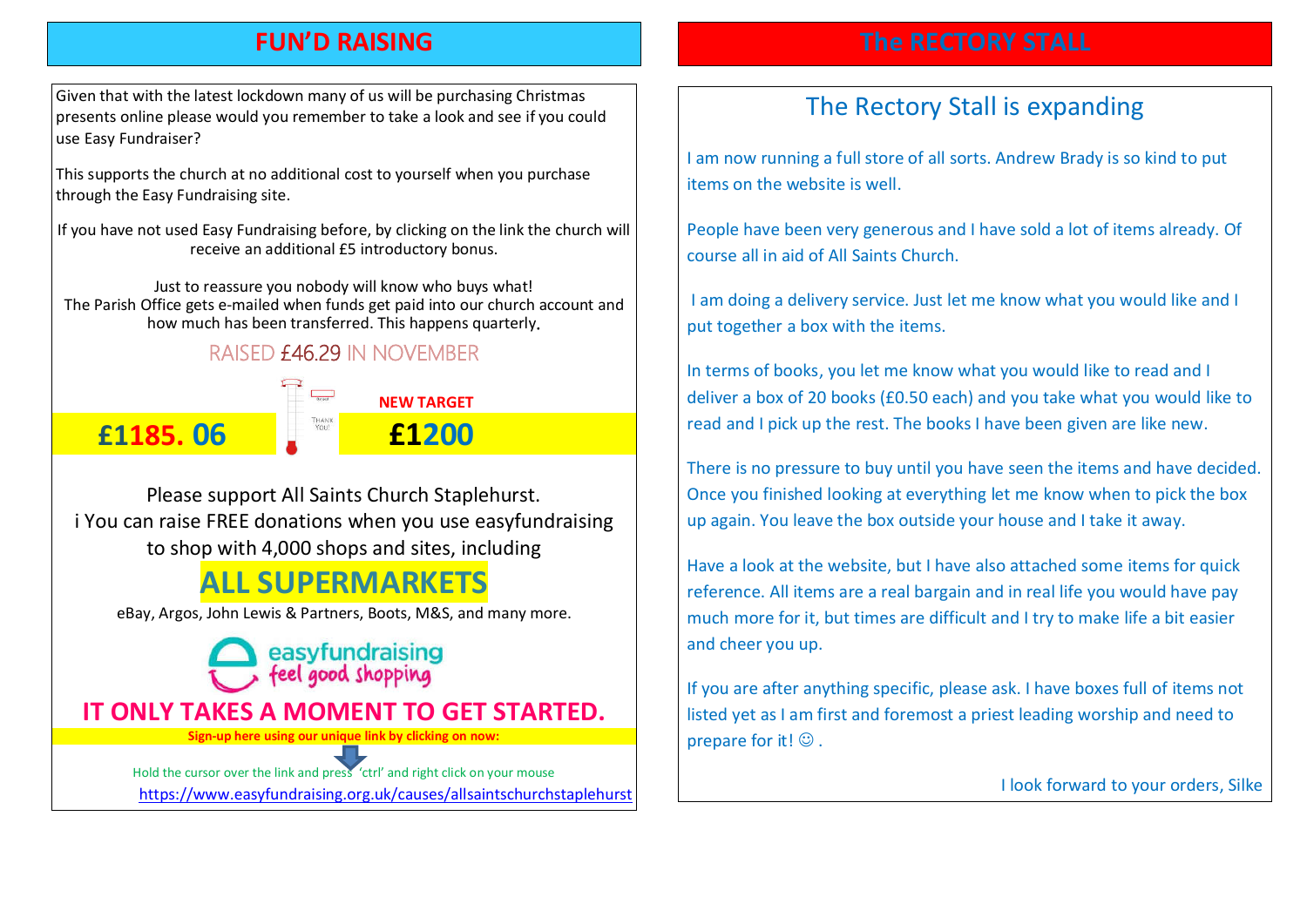## FUN'D RAISING

Given that with the latest lockdown many of us will be purchasing Christmas presents online please would you remember to take a look and see if you could use Easy Fundraiser?

This supports the church at no additional cost to yourself when you purchase through the Easy Fundraising site.

If you have not used Easy Fundraising before, by clicking on the link the church will receive an additional £5 introductory bonus.

Just to reassure you nobody will know who buys what!
The Parish Office gets e-mailed when funds get paid into our church account and how much has been transferred. This happens quarterly.

RAISED £46.29 IN NOVEMBER

**£1185. 06** **NEW TARGET £1200**

Please support All Saints Church Staplehurst.
i You can raise FREE donations when you use easyfundraising to shop with 4,000 shops and sites, including

**ALL SUPERMARKETS**

eBay, Argos, John Lewis & Partners, Boots, M&S, and many more.

easyfundraising feel good shopping

**IT ONLY TAKES A MOMENT TO GET STARTED.**

**Sign-up here using our unique link by clicking on now:**

Hold the cursor over the link and press 'ctrl' and right click on your mouse
https://www.easyfundraising.org.uk/causes/allsaintschurchstaplehurst

## The RECTORY STALL

### The Rectory Stall is expanding

I am now running a full store of all sorts. Andrew Brady is so kind to put items on the website is well.

People have been very generous and I have sold a lot of items already. Of course all in aid of All Saints Church.

I am doing a delivery service. Just let me know what you would like and I put together a box with the items.

In terms of books, you let me know what you would like to read and I deliver a box of 20 books (£0.50 each) and you take what you would like to read and I pick up the rest. The books I have been given are like new.

There is no pressure to buy until you have seen the items and have decided. Once you finished looking at everything let me know when to pick the box up again. You leave the box outside your house and I take it away.

Have a look at the website, but I have also attached some items for quick reference. All items are a real bargain and in real life you would have pay much more for it, but times are difficult and I try to make life a bit easier and cheer you up.

If you are after anything specific, please ask. I have boxes full of items not listed yet as I am first and foremost a priest leading worship and need to prepare for it! ☺ .

I look forward to your orders, Silke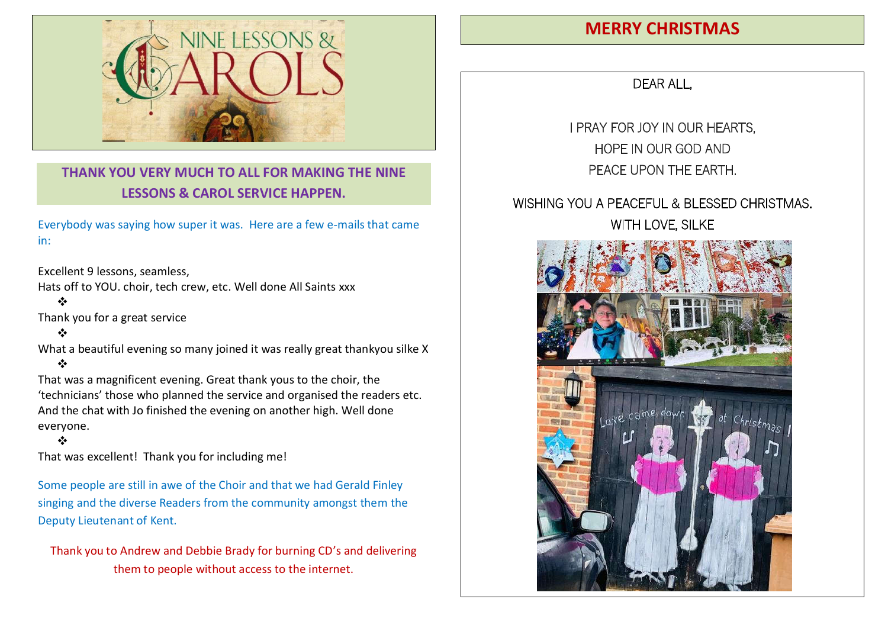# NINE LESSONS & CAROLS

**THANK YOU VERY MUCH TO ALL FOR MAKING THE NINE LESSONS & CAROL SERVICE HAPPEN.**

Everybody was saying how super it was. Here are a few e-mails that came in:

Excellent 9 lessons, seamless,
Hats off to YOU. choir, tech crew, etc. Well done All Saints xxx

❖

Thank you for a great service

❖

What a beautiful evening so many joined it was really great thankyou silke X

❖

That was a magnificent evening. Great thank yous to the choir, the 'technicians' those who planned the service and organised the readers etc. And the chat with Jo finished the evening on another high. Well done everyone.

❖

That was excellent! Thank you for including me!

Some people are still in awe of the Choir and that we had Gerald Finley singing and the diverse Readers from the community amongst them the Deputy Lieutenant of Kent.

Thank you to Andrew and Debbie Brady for burning CD's and delivering them to people without access to the internet.

## MERRY CHRISTMAS

DEAR ALL,

I PRAY FOR JOY IN OUR HEARTS,
HOPE IN OUR GOD AND
PEACE UPON THE EARTH.

WISHING YOU A PEACEFUL & BLESSED CHRISTMAS.
WITH LOVE, SILKE